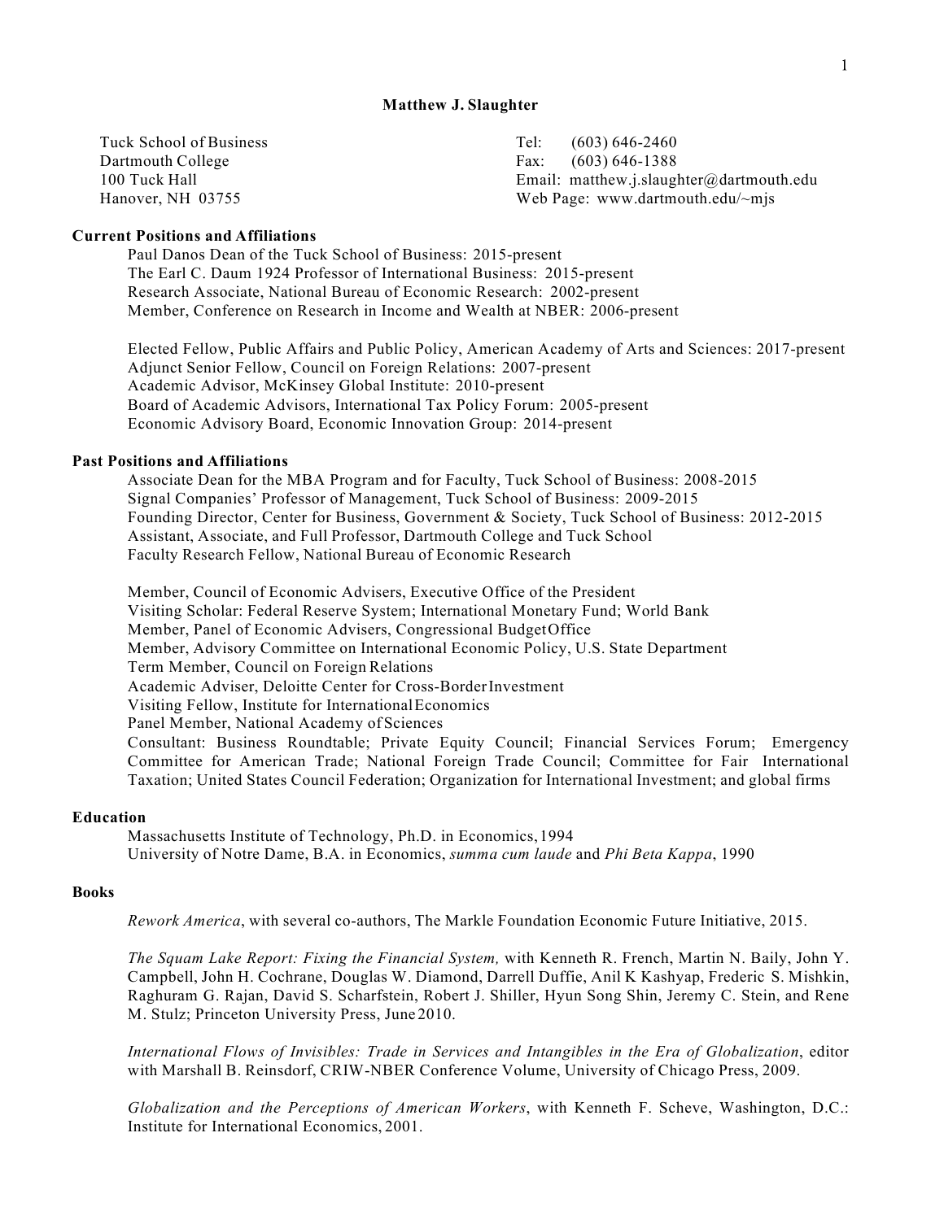# Matthew J. Slaughter

Tuck School of Business
Dartmouth College
100 Tuck Hall
Hanover, NH 03755

Tel: (603) 646-2460
Fax: (603) 646-1388
Email: matthew.j.slaughter@dartmouth.edu
Web Page: www.dartmouth.edu/~mjs

## Current Positions and Affiliations

Paul Danos Dean of the Tuck School of Business: 2015-present
The Earl C. Daum 1924 Professor of International Business: 2015-present
Research Associate, National Bureau of Economic Research: 2002-present
Member, Conference on Research in Income and Wealth at NBER: 2006-present

Elected Fellow, Public Affairs and Public Policy, American Academy of Arts and Sciences: 2017-present
Adjunct Senior Fellow, Council on Foreign Relations: 2007-present
Academic Advisor, McKinsey Global Institute: 2010-present
Board of Academic Advisors, International Tax Policy Forum: 2005-present
Economic Advisory Board, Economic Innovation Group: 2014-present

## Past Positions and Affiliations

Associate Dean for the MBA Program and for Faculty, Tuck School of Business: 2008-2015
Signal Companies' Professor of Management, Tuck School of Business: 2009-2015
Founding Director, Center for Business, Government & Society, Tuck School of Business: 2012-2015
Assistant, Associate, and Full Professor, Dartmouth College and Tuck School
Faculty Research Fellow, National Bureau of Economic Research

Member, Council of Economic Advisers, Executive Office of the President
Visiting Scholar: Federal Reserve System; International Monetary Fund; World Bank
Member, Panel of Economic Advisers, Congressional Budget Office
Member, Advisory Committee on International Economic Policy, U.S. State Department
Term Member, Council on Foreign Relations
Academic Adviser, Deloitte Center for Cross-Border Investment
Visiting Fellow, Institute for International Economics
Panel Member, National Academy of Sciences
Consultant: Business Roundtable; Private Equity Council; Financial Services Forum; Emergency Committee for American Trade; National Foreign Trade Council; Committee for Fair International Taxation; United States Council Federation; Organization for International Investment; and global firms

## Education

Massachusetts Institute of Technology, Ph.D. in Economics, 1994
University of Notre Dame, B.A. in Economics, *summa cum laude* and *Phi Beta Kappa*, 1990

## Books

*Rework America*, with several co-authors, The Markle Foundation Economic Future Initiative, 2015.

*The Squam Lake Report: Fixing the Financial System,* with Kenneth R. French, Martin N. Baily, John Y. Campbell, John H. Cochrane, Douglas W. Diamond, Darrell Duffie, Anil K Kashyap, Frederic S. Mishkin, Raghuram G. Rajan, David S. Scharfstein, Robert J. Shiller, Hyun Song Shin, Jeremy C. Stein, and Rene M. Stulz; Princeton University Press, June 2010.

*International Flows of Invisibles: Trade in Services and Intangibles in the Era of Globalization*, editor with Marshall B. Reinsdorf, CRIW-NBER Conference Volume, University of Chicago Press, 2009.

*Globalization and the Perceptions of American Workers*, with Kenneth F. Scheve, Washington, D.C.: Institute for International Economics, 2001.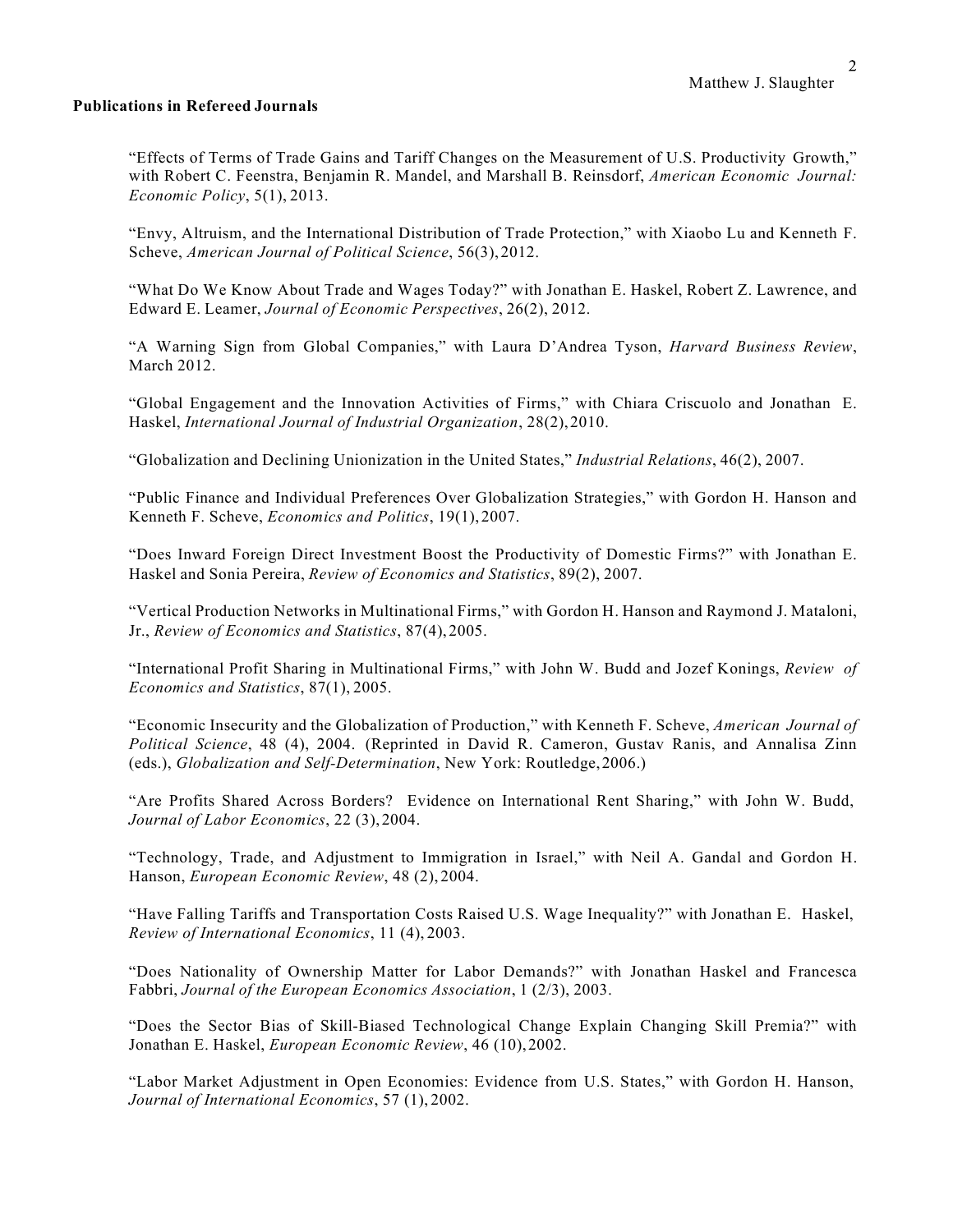**Publications in Refereed Journals**

"Effects of Terms of Trade Gains and Tariff Changes on the Measurement of U.S. Productivity Growth," with Robert C. Feenstra, Benjamin R. Mandel, and Marshall B. Reinsdorf, *American Economic Journal: Economic Policy*, 5(1), 2013.

"Envy, Altruism, and the International Distribution of Trade Protection," with Xiaobo Lu and Kenneth F. Scheve, *American Journal of Political Science*, 56(3), 2012.

"What Do We Know About Trade and Wages Today?" with Jonathan E. Haskel, Robert Z. Lawrence, and Edward E. Leamer, *Journal of Economic Perspectives*, 26(2), 2012.

"A Warning Sign from Global Companies," with Laura D'Andrea Tyson, *Harvard Business Review*, March 2012.

"Global Engagement and the Innovation Activities of Firms," with Chiara Criscuolo and Jonathan E. Haskel, *International Journal of Industrial Organization*, 28(2), 2010.

"Globalization and Declining Unionization in the United States," *Industrial Relations*, 46(2), 2007.

"Public Finance and Individual Preferences Over Globalization Strategies," with Gordon H. Hanson and Kenneth F. Scheve, *Economics and Politics*, 19(1), 2007.

"Does Inward Foreign Direct Investment Boost the Productivity of Domestic Firms?" with Jonathan E. Haskel and Sonia Pereira, *Review of Economics and Statistics*, 89(2), 2007.

"Vertical Production Networks in Multinational Firms," with Gordon H. Hanson and Raymond J. Mataloni, Jr., *Review of Economics and Statistics*, 87(4), 2005.

"International Profit Sharing in Multinational Firms," with John W. Budd and Jozef Konings, *Review of Economics and Statistics*, 87(1), 2005.

"Economic Insecurity and the Globalization of Production," with Kenneth F. Scheve, *American Journal of Political Science*, 48 (4), 2004. (Reprinted in David R. Cameron, Gustav Ranis, and Annalisa Zinn (eds.), *Globalization and Self-Determination*, New York: Routledge, 2006.)

"Are Profits Shared Across Borders? Evidence on International Rent Sharing," with John W. Budd, *Journal of Labor Economics*, 22 (3), 2004.

"Technology, Trade, and Adjustment to Immigration in Israel," with Neil A. Gandal and Gordon H. Hanson, *European Economic Review*, 48 (2), 2004.

"Have Falling Tariffs and Transportation Costs Raised U.S. Wage Inequality?" with Jonathan E. Haskel, *Review of International Economics*, 11 (4), 2003.

"Does Nationality of Ownership Matter for Labor Demands?" with Jonathan Haskel and Francesca Fabbri, *Journal of the European Economics Association*, 1 (2/3), 2003.

"Does the Sector Bias of Skill-Biased Technological Change Explain Changing Skill Premia?" with Jonathan E. Haskel, *European Economic Review*, 46 (10), 2002.

"Labor Market Adjustment in Open Economies: Evidence from U.S. States," with Gordon H. Hanson, *Journal of International Economics*, 57 (1), 2002.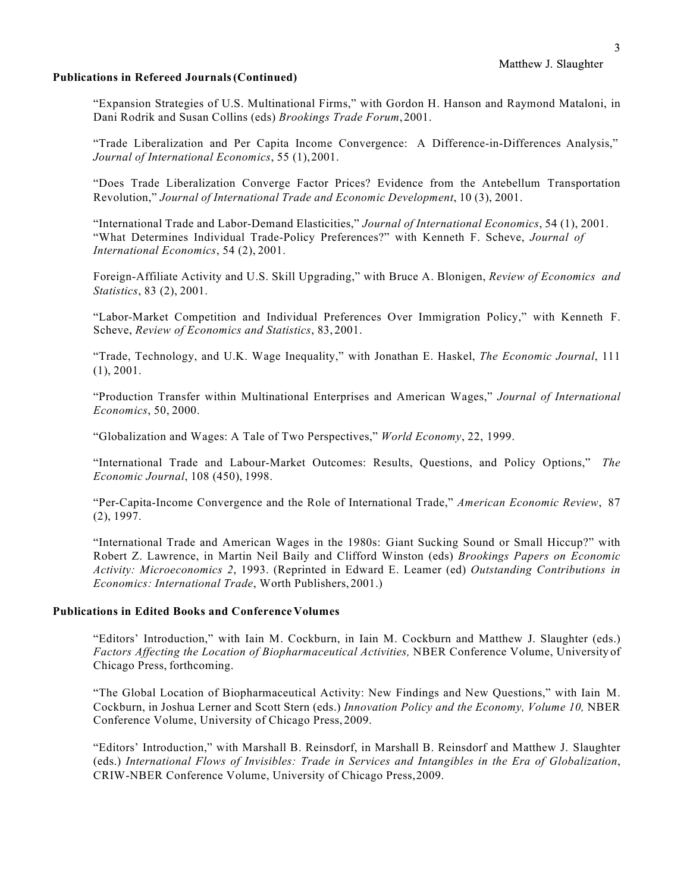**Publications in Refereed Journals (Continued)**

"Expansion Strategies of U.S. Multinational Firms," with Gordon H. Hanson and Raymond Mataloni, in Dani Rodrik and Susan Collins (eds) *Brookings Trade Forum*, 2001.

"Trade Liberalization and Per Capita Income Convergence: A Difference-in-Differences Analysis," *Journal of International Economics*, 55 (1), 2001.

"Does Trade Liberalization Converge Factor Prices? Evidence from the Antebellum Transportation Revolution," *Journal of International Trade and Economic Development*, 10 (3), 2001.

"International Trade and Labor-Demand Elasticities," *Journal of International Economics*, 54 (1), 2001.
"What Determines Individual Trade-Policy Preferences?" with Kenneth F. Scheve, *Journal of International Economics*, 54 (2), 2001.

Foreign-Affiliate Activity and U.S. Skill Upgrading," with Bruce A. Blonigen, *Review of Economics and Statistics*, 83 (2), 2001.

"Labor-Market Competition and Individual Preferences Over Immigration Policy," with Kenneth F. Scheve, *Review of Economics and Statistics*, 83, 2001.

"Trade, Technology, and U.K. Wage Inequality," with Jonathan E. Haskel, *The Economic Journal*, 111 (1), 2001.

"Production Transfer within Multinational Enterprises and American Wages," *Journal of International Economics*, 50, 2000.

"Globalization and Wages: A Tale of Two Perspectives," *World Economy*, 22, 1999.

"International Trade and Labour-Market Outcomes: Results, Questions, and Policy Options," *The Economic Journal*, 108 (450), 1998.

"Per-Capita-Income Convergence and the Role of International Trade," *American Economic Review*, 87 (2), 1997.

"International Trade and American Wages in the 1980s: Giant Sucking Sound or Small Hiccup?" with Robert Z. Lawrence, in Martin Neil Baily and Clifford Winston (eds) *Brookings Papers on Economic Activity: Microeconomics 2*, 1993. (Reprinted in Edward E. Leamer (ed) *Outstanding Contributions in Economics: International Trade*, Worth Publishers, 2001.)

**Publications in Edited Books and Conference Volumes**

"Editors' Introduction," with Iain M. Cockburn, in Iain M. Cockburn and Matthew J. Slaughter (eds.) *Factors Affecting the Location of Biopharmaceutical Activities,* NBER Conference Volume, University of Chicago Press, forthcoming.

"The Global Location of Biopharmaceutical Activity: New Findings and New Questions," with Iain M. Cockburn, in Joshua Lerner and Scott Stern (eds.) *Innovation Policy and the Economy, Volume 10,* NBER Conference Volume, University of Chicago Press, 2009.

"Editors' Introduction," with Marshall B. Reinsdorf, in Marshall B. Reinsdorf and Matthew J. Slaughter (eds.) *International Flows of Invisibles: Trade in Services and Intangibles in the Era of Globalization*, CRIW-NBER Conference Volume, University of Chicago Press, 2009.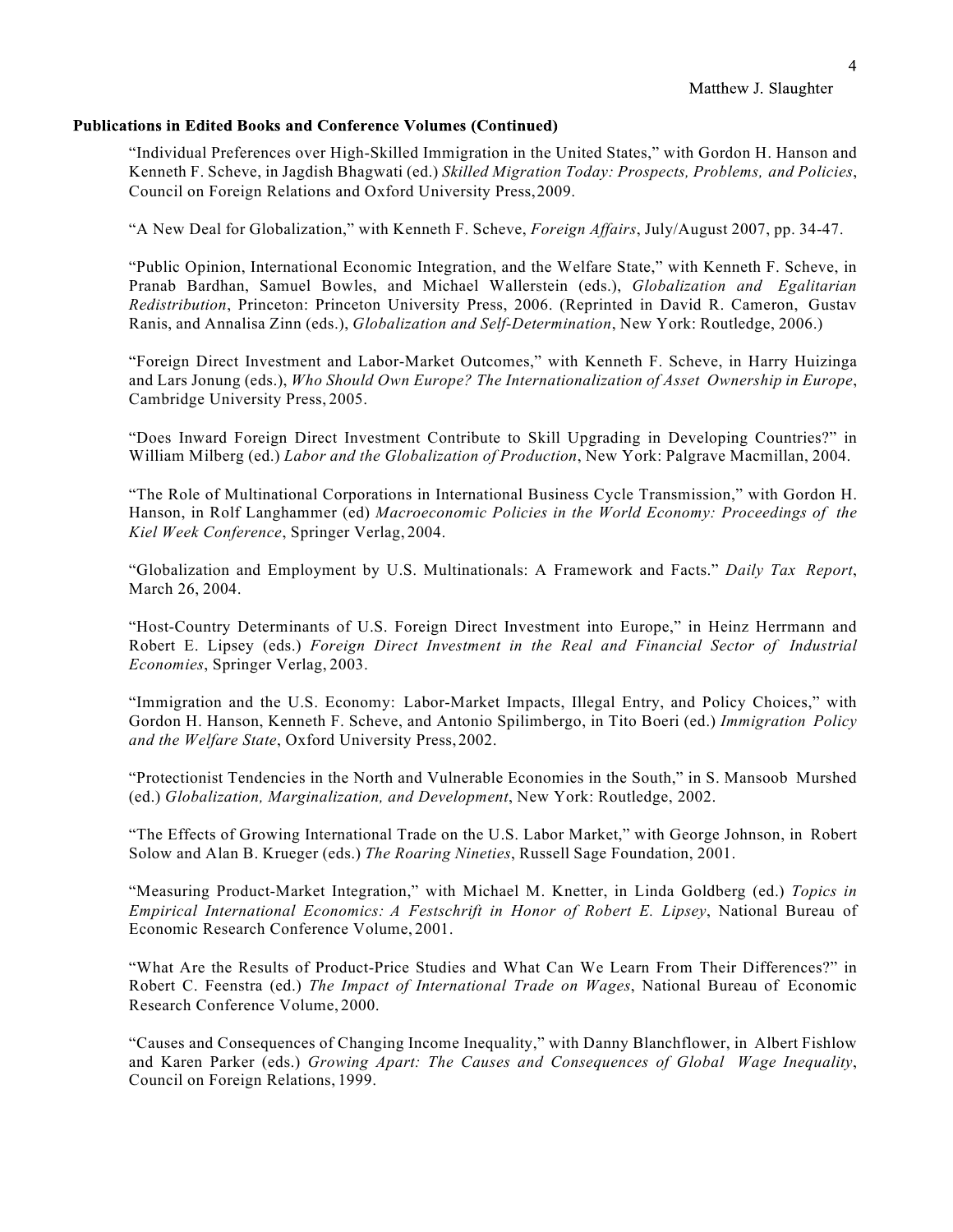**Publications in Edited Books and Conference Volumes (Continued)**

"Individual Preferences over High-Skilled Immigration in the United States," with Gordon H. Hanson and Kenneth F. Scheve, in Jagdish Bhagwati (ed.) *Skilled Migration Today: Prospects, Problems, and Policies*, Council on Foreign Relations and Oxford University Press, 2009.

"A New Deal for Globalization," with Kenneth F. Scheve, *Foreign Affairs*, July/August 2007, pp. 34-47.

"Public Opinion, International Economic Integration, and the Welfare State," with Kenneth F. Scheve, in Pranab Bardhan, Samuel Bowles, and Michael Wallerstein (eds.), *Globalization and Egalitarian Redistribution*, Princeton: Princeton University Press, 2006. (Reprinted in David R. Cameron, Gustav Ranis, and Annalisa Zinn (eds.), *Globalization and Self-Determination*, New York: Routledge, 2006.)

"Foreign Direct Investment and Labor-Market Outcomes," with Kenneth F. Scheve, in Harry Huizinga and Lars Jonung (eds.), *Who Should Own Europe? The Internationalization of Asset Ownership in Europe*, Cambridge University Press, 2005.

"Does Inward Foreign Direct Investment Contribute to Skill Upgrading in Developing Countries?" in William Milberg (ed.) *Labor and the Globalization of Production*, New York: Palgrave Macmillan, 2004.

"The Role of Multinational Corporations in International Business Cycle Transmission," with Gordon H. Hanson, in Rolf Langhammer (ed) *Macroeconomic Policies in the World Economy: Proceedings of the Kiel Week Conference*, Springer Verlag, 2004.

"Globalization and Employment by U.S. Multinationals: A Framework and Facts." *Daily Tax Report*, March 26, 2004.

"Host-Country Determinants of U.S. Foreign Direct Investment into Europe," in Heinz Herrmann and Robert E. Lipsey (eds.) *Foreign Direct Investment in the Real and Financial Sector of Industrial Economies*, Springer Verlag, 2003.

"Immigration and the U.S. Economy: Labor-Market Impacts, Illegal Entry, and Policy Choices," with Gordon H. Hanson, Kenneth F. Scheve, and Antonio Spilimbergo, in Tito Boeri (ed.) *Immigration Policy and the Welfare State*, Oxford University Press, 2002.

"Protectionist Tendencies in the North and Vulnerable Economies in the South," in S. Mansoob Murshed (ed.) *Globalization, Marginalization, and Development*, New York: Routledge, 2002.

"The Effects of Growing International Trade on the U.S. Labor Market," with George Johnson, in Robert Solow and Alan B. Krueger (eds.) *The Roaring Nineties*, Russell Sage Foundation, 2001.

"Measuring Product-Market Integration," with Michael M. Knetter, in Linda Goldberg (ed.) *Topics in Empirical International Economics: A Festschrift in Honor of Robert E. Lipsey*, National Bureau of Economic Research Conference Volume, 2001.

"What Are the Results of Product-Price Studies and What Can We Learn From Their Differences?" in Robert C. Feenstra (ed.) *The Impact of International Trade on Wages*, National Bureau of Economic Research Conference Volume, 2000.

"Causes and Consequences of Changing Income Inequality," with Danny Blanchflower, in Albert Fishlow and Karen Parker (eds.) *Growing Apart: The Causes and Consequences of Global Wage Inequality*, Council on Foreign Relations, 1999.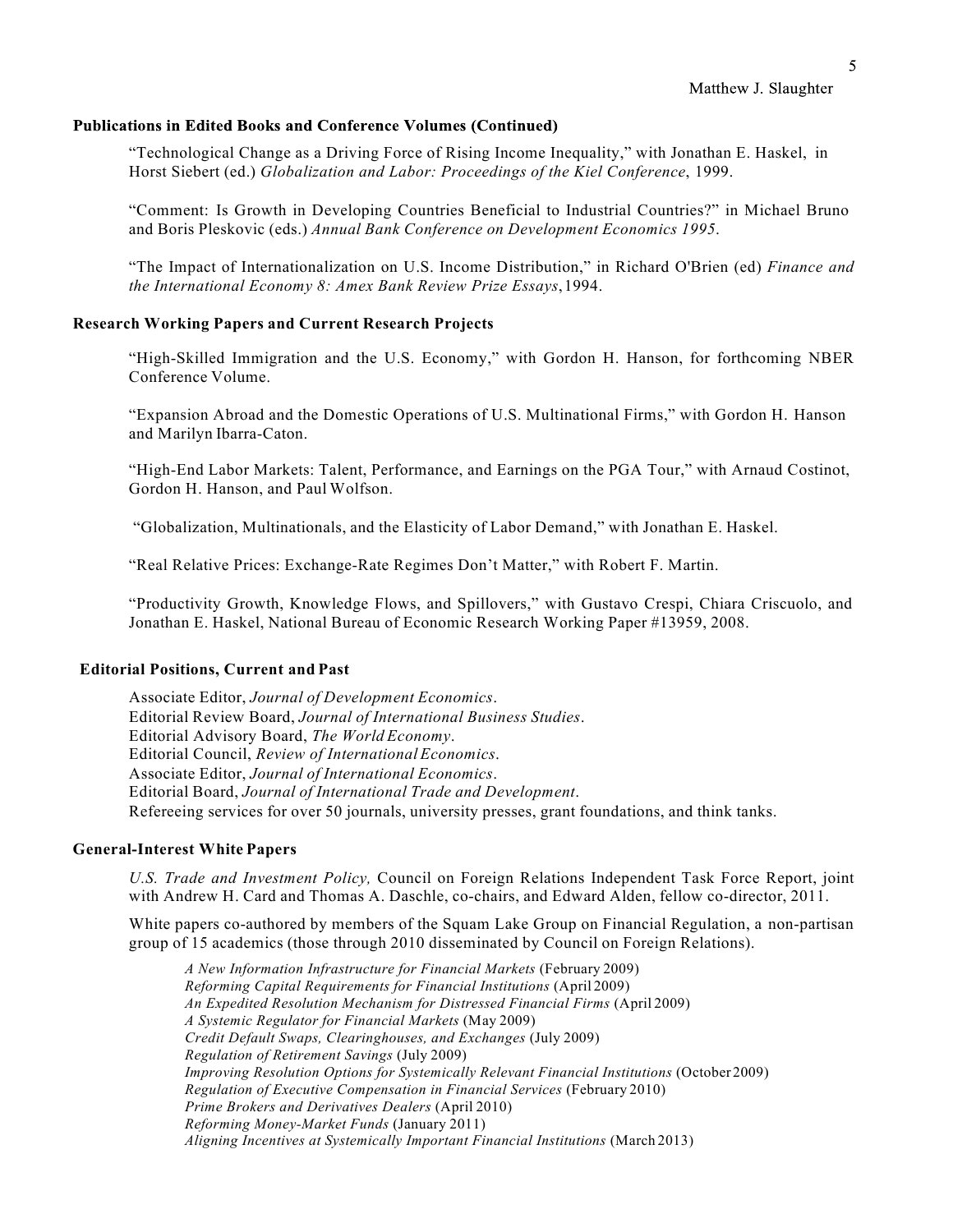### Publications in Edited Books and Conference Volumes (Continued)

"Technological Change as a Driving Force of Rising Income Inequality," with Jonathan E. Haskel, in Horst Siebert (ed.) *Globalization and Labor: Proceedings of the Kiel Conference*, 1999.

"Comment: Is Growth in Developing Countries Beneficial to Industrial Countries?" in Michael Bruno and Boris Pleskovic (eds.) *Annual Bank Conference on Development Economics 1995*.

"The Impact of Internationalization on U.S. Income Distribution," in Richard O'Brien (ed) *Finance and the International Economy 8: Amex Bank Review Prize Essays*, 1994.

### Research Working Papers and Current Research Projects

"High-Skilled Immigration and the U.S. Economy," with Gordon H. Hanson, for forthcoming NBER Conference Volume.

"Expansion Abroad and the Domestic Operations of U.S. Multinational Firms," with Gordon H. Hanson and Marilyn Ibarra-Caton.

"High-End Labor Markets: Talent, Performance, and Earnings on the PGA Tour," with Arnaud Costinot, Gordon H. Hanson, and Paul Wolfson.

"Globalization, Multinationals, and the Elasticity of Labor Demand," with Jonathan E. Haskel.

"Real Relative Prices: Exchange-Rate Regimes Don't Matter," with Robert F. Martin.

"Productivity Growth, Knowledge Flows, and Spillovers," with Gustavo Crespi, Chiara Criscuolo, and Jonathan E. Haskel, National Bureau of Economic Research Working Paper #13959, 2008.

### Editorial Positions, Current and Past

Associate Editor, *Journal of Development Economics*.
Editorial Review Board, *Journal of International Business Studies*.
Editorial Advisory Board, *The World Economy*.
Editorial Council, *Review of International Economics*.
Associate Editor, *Journal of International Economics*.
Editorial Board, *Journal of International Trade and Development*.
Refereeing services for over 50 journals, university presses, grant foundations, and think tanks.

### General-Interest White Papers

*U.S. Trade and Investment Policy,* Council on Foreign Relations Independent Task Force Report, joint with Andrew H. Card and Thomas A. Daschle, co-chairs, and Edward Alden, fellow co-director, 2011.

White papers co-authored by members of the Squam Lake Group on Financial Regulation, a non-partisan group of 15 academics (those through 2010 disseminated by Council on Foreign Relations).

*A New Information Infrastructure for Financial Markets* (February 2009)
*Reforming Capital Requirements for Financial Institutions* (April 2009)
*An Expedited Resolution Mechanism for Distressed Financial Firms* (April 2009)
*A Systemic Regulator for Financial Markets* (May 2009)
*Credit Default Swaps, Clearinghouses, and Exchanges* (July 2009)
*Regulation of Retirement Savings* (July 2009)
*Improving Resolution Options for Systemically Relevant Financial Institutions* (October 2009)
*Regulation of Executive Compensation in Financial Services* (February 2010)
*Prime Brokers and Derivatives Dealers* (April 2010)
*Reforming Money-Market Funds* (January 2011)
*Aligning Incentives at Systemically Important Financial Institutions* (March 2013)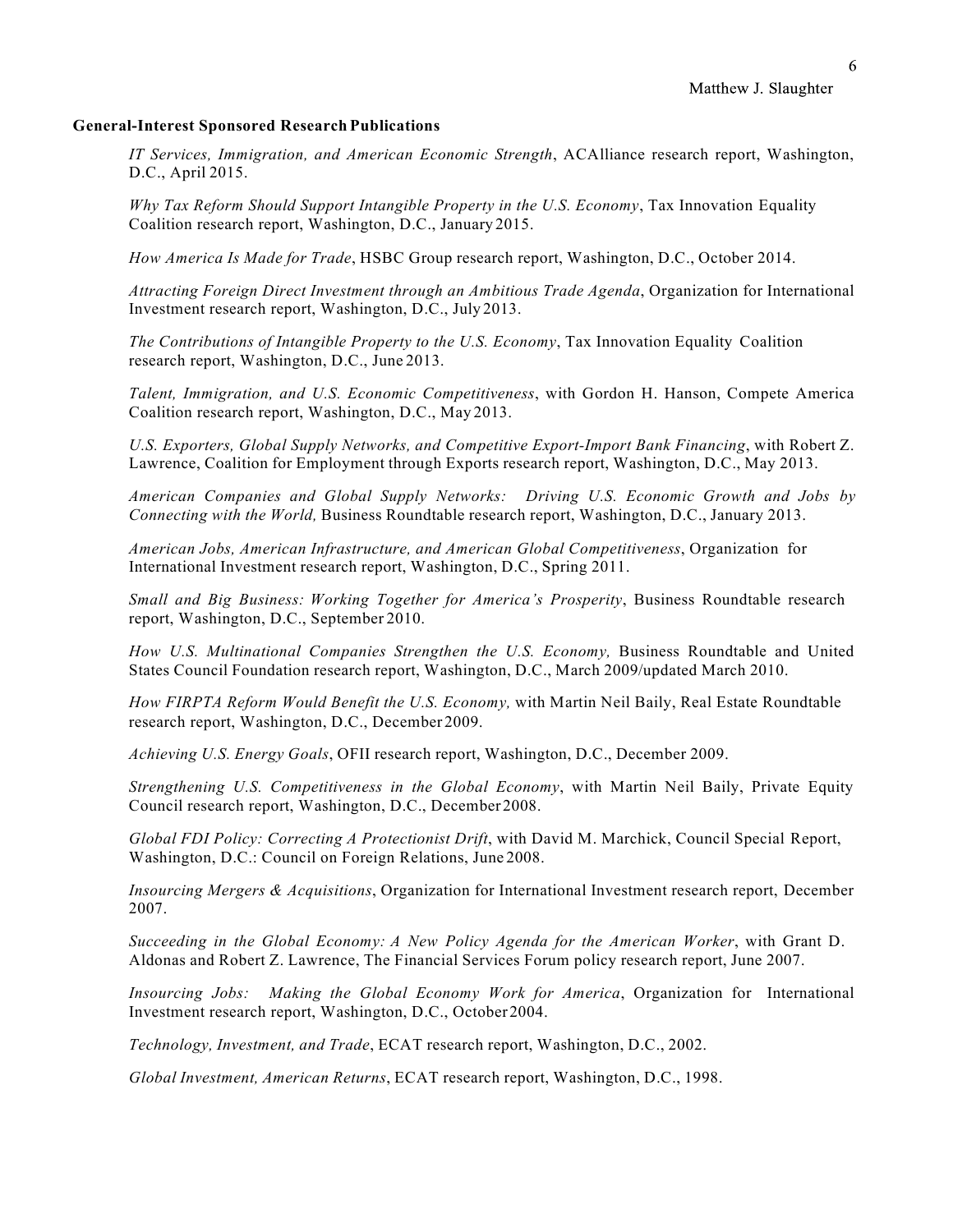**General-Interest Sponsored Research Publications**

*IT Services, Immigration, and American Economic Strength*, ACAlliance research report, Washington, D.C., April 2015.

*Why Tax Reform Should Support Intangible Property in the U.S. Economy*, Tax Innovation Equality Coalition research report, Washington, D.C., January 2015.

*How America Is Made for Trade*, HSBC Group research report, Washington, D.C., October 2014.

*Attracting Foreign Direct Investment through an Ambitious Trade Agenda*, Organization for International Investment research report, Washington, D.C., July 2013.

*The Contributions of Intangible Property to the U.S. Economy*, Tax Innovation Equality Coalition research report, Washington, D.C., June 2013.

*Talent, Immigration, and U.S. Economic Competitiveness*, with Gordon H. Hanson, Compete America Coalition research report, Washington, D.C., May 2013.

*U.S. Exporters, Global Supply Networks, and Competitive Export-Import Bank Financing*, with Robert Z. Lawrence, Coalition for Employment through Exports research report, Washington, D.C., May 2013.

*American Companies and Global Supply Networks: Driving U.S. Economic Growth and Jobs by Connecting with the World,* Business Roundtable research report, Washington, D.C., January 2013.

*American Jobs, American Infrastructure, and American Global Competitiveness*, Organization for International Investment research report, Washington, D.C., Spring 2011.

*Small and Big Business: Working Together for America's Prosperity*, Business Roundtable research report, Washington, D.C., September 2010.

*How U.S. Multinational Companies Strengthen the U.S. Economy,* Business Roundtable and United States Council Foundation research report, Washington, D.C., March 2009/updated March 2010.

*How FIRPTA Reform Would Benefit the U.S. Economy,* with Martin Neil Baily, Real Estate Roundtable research report, Washington, D.C., December 2009.

*Achieving U.S. Energy Goals*, OFII research report, Washington, D.C., December 2009.

*Strengthening U.S. Competitiveness in the Global Economy*, with Martin Neil Baily, Private Equity Council research report, Washington, D.C., December 2008.

*Global FDI Policy: Correcting A Protectionist Drift*, with David M. Marchick, Council Special Report, Washington, D.C.: Council on Foreign Relations, June 2008.

*Insourcing Mergers & Acquisitions*, Organization for International Investment research report, December 2007.

*Succeeding in the Global Economy: A New Policy Agenda for the American Worker*, with Grant D. Aldonas and Robert Z. Lawrence, The Financial Services Forum policy research report, June 2007.

*Insourcing Jobs: Making the Global Economy Work for America*, Organization for International Investment research report, Washington, D.C., October 2004.

*Technology, Investment, and Trade*, ECAT research report, Washington, D.C., 2002.

*Global Investment, American Returns*, ECAT research report, Washington, D.C., 1998.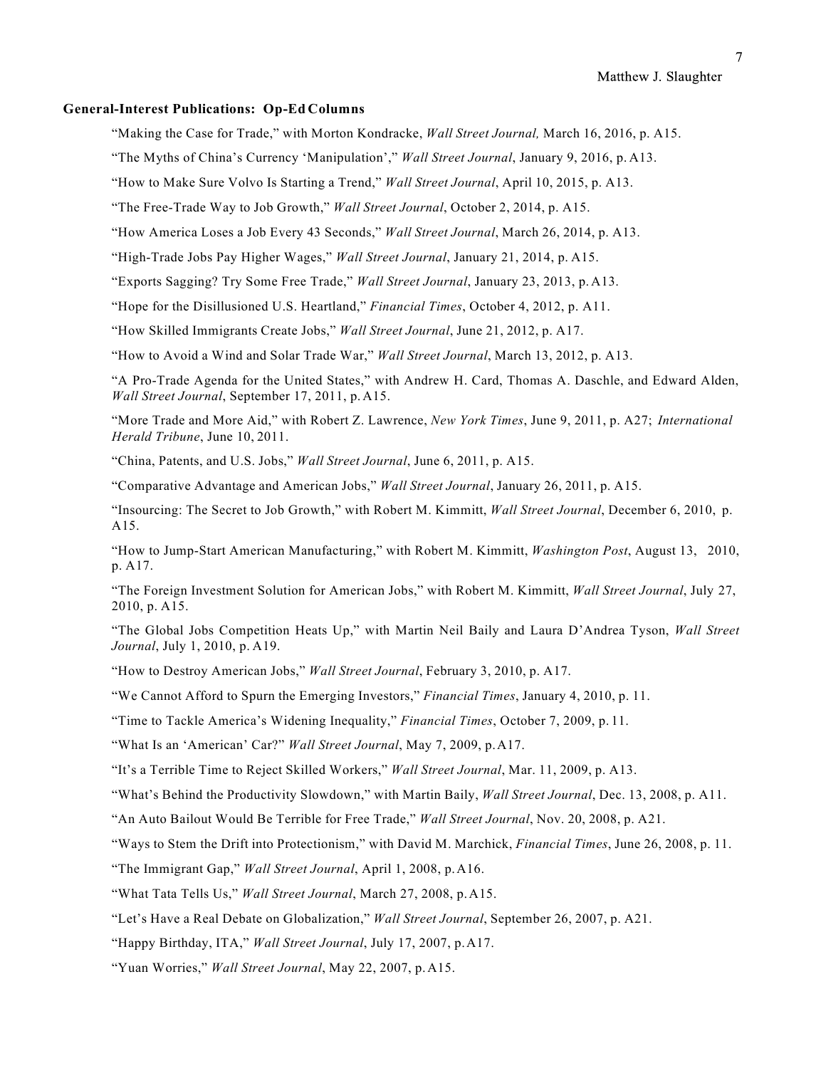**General-Interest Publications: Op-Ed Columns**

"Making the Case for Trade," with Morton Kondracke, *Wall Street Journal,* March 16, 2016, p. A15.

"The Myths of China's Currency 'Manipulation'," *Wall Street Journal*, January 9, 2016, p. A13.

"How to Make Sure Volvo Is Starting a Trend," *Wall Street Journal*, April 10, 2015, p. A13.

"The Free-Trade Way to Job Growth," *Wall Street Journal*, October 2, 2014, p. A15.

"How America Loses a Job Every 43 Seconds," *Wall Street Journal*, March 26, 2014, p. A13.

"High-Trade Jobs Pay Higher Wages," *Wall Street Journal*, January 21, 2014, p. A15.

"Exports Sagging? Try Some Free Trade," *Wall Street Journal*, January 23, 2013, p. A13.

"Hope for the Disillusioned U.S. Heartland," *Financial Times*, October 4, 2012, p. A11.

"How Skilled Immigrants Create Jobs," *Wall Street Journal*, June 21, 2012, p. A17.

"How to Avoid a Wind and Solar Trade War," *Wall Street Journal*, March 13, 2012, p. A13.

"A Pro-Trade Agenda for the United States," with Andrew H. Card, Thomas A. Daschle, and Edward Alden, *Wall Street Journal*, September 17, 2011, p. A15.

"More Trade and More Aid," with Robert Z. Lawrence, *New York Times*, June 9, 2011, p. A27; *International Herald Tribune*, June 10, 2011.

"China, Patents, and U.S. Jobs," *Wall Street Journal*, June 6, 2011, p. A15.

"Comparative Advantage and American Jobs," *Wall Street Journal*, January 26, 2011, p. A15.

"Insourcing: The Secret to Job Growth," with Robert M. Kimmitt, *Wall Street Journal*, December 6, 2010, p. A15.

"How to Jump-Start American Manufacturing," with Robert M. Kimmitt, *Washington Post*, August 13, 2010, p. A17.

"The Foreign Investment Solution for American Jobs," with Robert M. Kimmitt, *Wall Street Journal*, July 27, 2010, p. A15.

"The Global Jobs Competition Heats Up," with Martin Neil Baily and Laura D'Andrea Tyson, *Wall Street Journal*, July 1, 2010, p. A19.

"How to Destroy American Jobs," *Wall Street Journal*, February 3, 2010, p. A17.

"We Cannot Afford to Spurn the Emerging Investors," *Financial Times*, January 4, 2010, p. 11.

"Time to Tackle America's Widening Inequality," *Financial Times*, October 7, 2009, p. 11.

"What Is an 'American' Car?" *Wall Street Journal*, May 7, 2009, p. A17.

"It's a Terrible Time to Reject Skilled Workers," *Wall Street Journal*, Mar. 11, 2009, p. A13.

"What's Behind the Productivity Slowdown," with Martin Baily, *Wall Street Journal*, Dec. 13, 2008, p. A11.

"An Auto Bailout Would Be Terrible for Free Trade," *Wall Street Journal*, Nov. 20, 2008, p. A21.

"Ways to Stem the Drift into Protectionism," with David M. Marchick, *Financial Times*, June 26, 2008, p. 11.

"The Immigrant Gap," *Wall Street Journal*, April 1, 2008, p. A16.

"What Tata Tells Us," *Wall Street Journal*, March 27, 2008, p. A15.

"Let's Have a Real Debate on Globalization," *Wall Street Journal*, September 26, 2007, p. A21.

"Happy Birthday, ITA," *Wall Street Journal*, July 17, 2007, p. A17.

"Yuan Worries," *Wall Street Journal*, May 22, 2007, p. A15.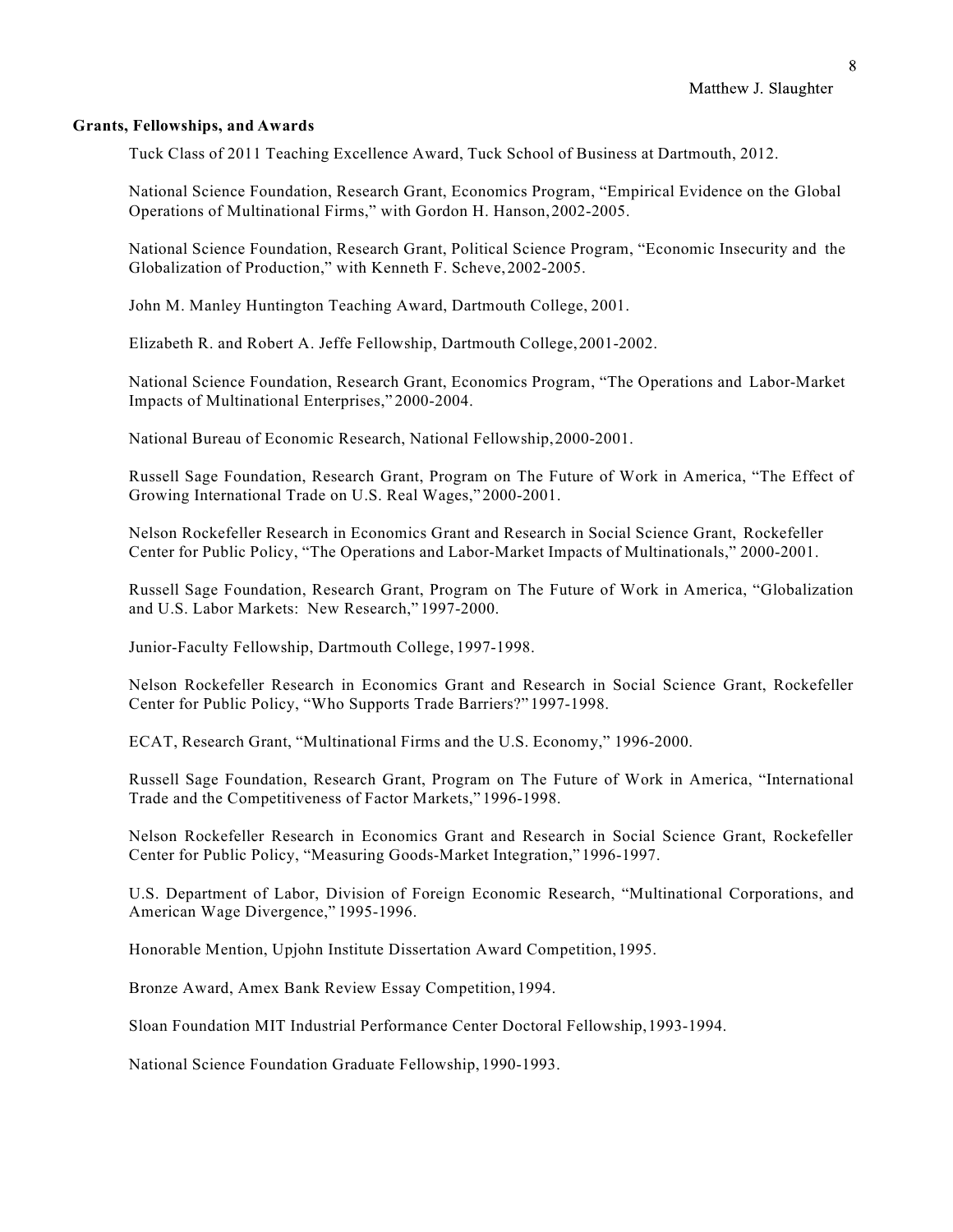**Grants, Fellowships, and Awards**

Tuck Class of 2011 Teaching Excellence Award, Tuck School of Business at Dartmouth, 2012.

National Science Foundation, Research Grant, Economics Program, "Empirical Evidence on the Global Operations of Multinational Firms," with Gordon H. Hanson, 2002-2005.

National Science Foundation, Research Grant, Political Science Program, "Economic Insecurity and the Globalization of Production," with Kenneth F. Scheve, 2002-2005.

John M. Manley Huntington Teaching Award, Dartmouth College, 2001.

Elizabeth R. and Robert A. Jeffe Fellowship, Dartmouth College, 2001-2002.

National Science Foundation, Research Grant, Economics Program, "The Operations and Labor-Market Impacts of Multinational Enterprises," 2000-2004.

National Bureau of Economic Research, National Fellowship, 2000-2001.

Russell Sage Foundation, Research Grant, Program on The Future of Work in America, "The Effect of Growing International Trade on U.S. Real Wages," 2000-2001.

Nelson Rockefeller Research in Economics Grant and Research in Social Science Grant, Rockefeller Center for Public Policy, "The Operations and Labor-Market Impacts of Multinationals," 2000-2001.

Russell Sage Foundation, Research Grant, Program on The Future of Work in America, "Globalization and U.S. Labor Markets: New Research," 1997-2000.

Junior-Faculty Fellowship, Dartmouth College, 1997-1998.

Nelson Rockefeller Research in Economics Grant and Research in Social Science Grant, Rockefeller Center for Public Policy, "Who Supports Trade Barriers?" 1997-1998.

ECAT, Research Grant, "Multinational Firms and the U.S. Economy," 1996-2000.

Russell Sage Foundation, Research Grant, Program on The Future of Work in America, "International Trade and the Competitiveness of Factor Markets," 1996-1998.

Nelson Rockefeller Research in Economics Grant and Research in Social Science Grant, Rockefeller Center for Public Policy, "Measuring Goods-Market Integration," 1996-1997.

U.S. Department of Labor, Division of Foreign Economic Research, "Multinational Corporations, and American Wage Divergence," 1995-1996.

Honorable Mention, Upjohn Institute Dissertation Award Competition, 1995.

Bronze Award, Amex Bank Review Essay Competition, 1994.

Sloan Foundation MIT Industrial Performance Center Doctoral Fellowship, 1993-1994.

National Science Foundation Graduate Fellowship, 1990-1993.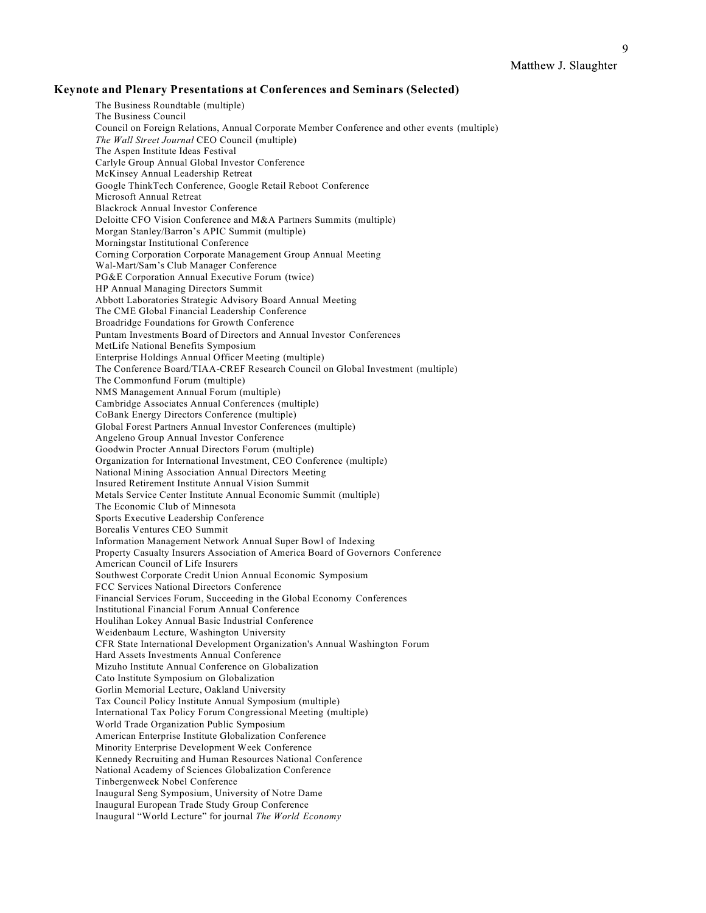### Keynote and Plenary Presentations at Conferences and Seminars (Selected)

The Business Roundtable (multiple)
The Business Council
Council on Foreign Relations, Annual Corporate Member Conference and other events (multiple)
*The Wall Street Journal* CEO Council (multiple)
The Aspen Institute Ideas Festival
Carlyle Group Annual Global Investor Conference
McKinsey Annual Leadership Retreat
Google ThinkTech Conference, Google Retail Reboot Conference
Microsoft Annual Retreat
Blackrock Annual Investor Conference
Deloitte CFO Vision Conference and M&A Partners Summits (multiple)
Morgan Stanley/Barron's APIC Summit (multiple)
Morningstar Institutional Conference
Corning Corporation Corporate Management Group Annual Meeting
Wal-Mart/Sam's Club Manager Conference
PG&E Corporation Annual Executive Forum (twice)
HP Annual Managing Directors Summit
Abbott Laboratories Strategic Advisory Board Annual Meeting
The CME Global Financial Leadership Conference
Broadridge Foundations for Growth Conference
Puntam Investments Board of Directors and Annual Investor Conferences
MetLife National Benefits Symposium
Enterprise Holdings Annual Officer Meeting (multiple)
The Conference Board/TIAA-CREF Research Council on Global Investment (multiple)
The Commonfund Forum (multiple)
NMS Management Annual Forum (multiple)
Cambridge Associates Annual Conferences (multiple)
CoBank Energy Directors Conference (multiple)
Global Forest Partners Annual Investor Conferences (multiple)
Angeleno Group Annual Investor Conference
Goodwin Procter Annual Directors Forum (multiple)
Organization for International Investment, CEO Conference (multiple)
National Mining Association Annual Directors Meeting
Insured Retirement Institute Annual Vision Summit
Metals Service Center Institute Annual Economic Summit (multiple)
The Economic Club of Minnesota
Sports Executive Leadership Conference
Borealis Ventures CEO Summit
Information Management Network Annual Super Bowl of Indexing
Property Casualty Insurers Association of America Board of Governors Conference
American Council of Life Insurers
Southwest Corporate Credit Union Annual Economic Symposium
FCC Services National Directors Conference
Financial Services Forum, Succeeding in the Global Economy Conferences
Institutional Financial Forum Annual Conference
Houlihan Lokey Annual Basic Industrial Conference
Weidenbaum Lecture, Washington University
CFR State International Development Organization's Annual Washington Forum
Hard Assets Investments Annual Conference
Mizuho Institute Annual Conference on Globalization
Cato Institute Symposium on Globalization
Gorlin Memorial Lecture, Oakland University
Tax Council Policy Institute Annual Symposium (multiple)
International Tax Policy Forum Congressional Meeting (multiple)
World Trade Organization Public Symposium
American Enterprise Institute Globalization Conference
Minority Enterprise Development Week Conference
Kennedy Recruiting and Human Resources National Conference
National Academy of Sciences Globalization Conference
Tinbergenweek Nobel Conference
Inaugural Seng Symposium, University of Notre Dame
Inaugural European Trade Study Group Conference
Inaugural "World Lecture" for journal *The World Economy*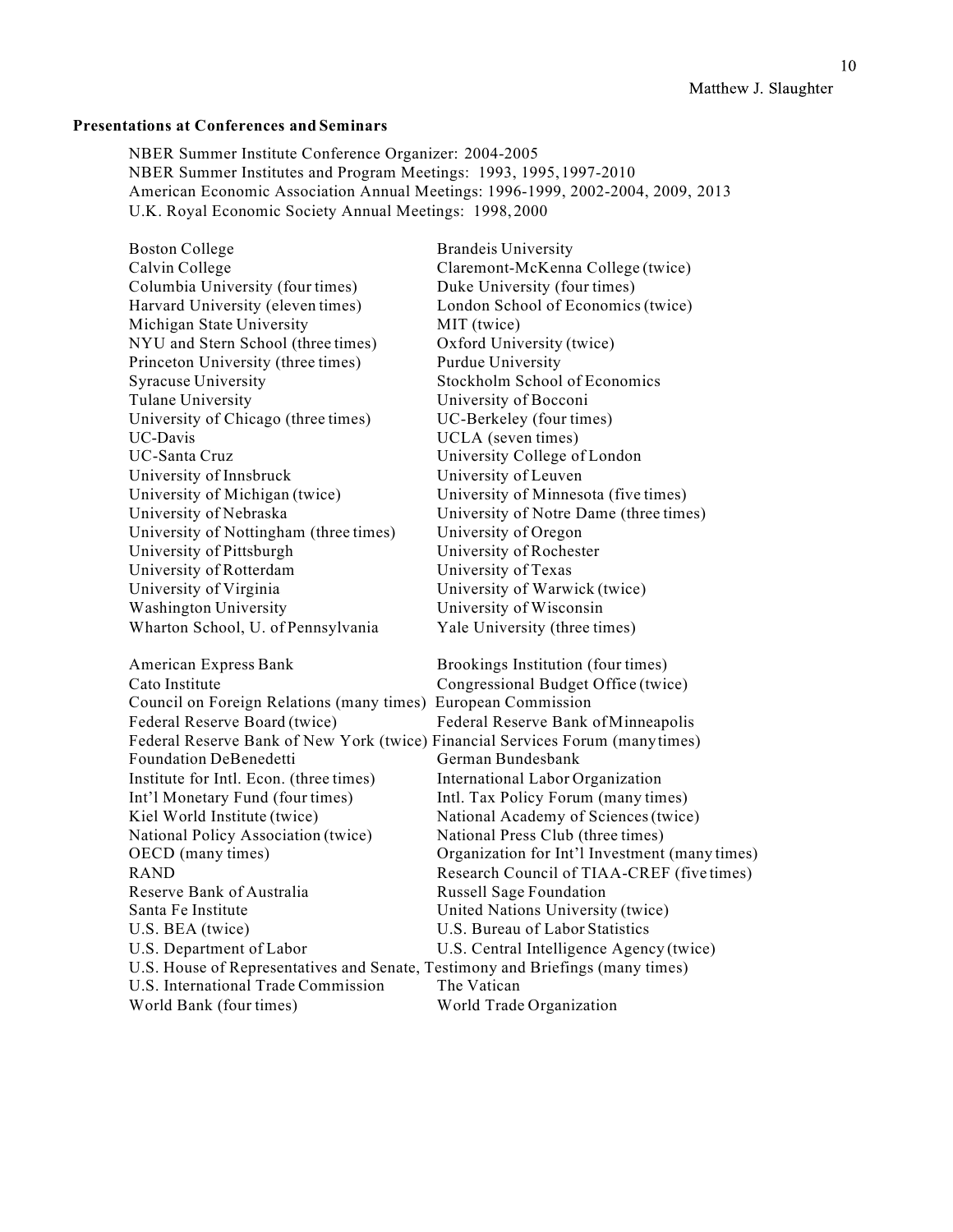### Presentations at Conferences and Seminars

NBER Summer Institute Conference Organizer: 2004-2005
NBER Summer Institutes and Program Meetings: 1993, 1995, 1997-2010
American Economic Association Annual Meetings: 1996-1999, 2002-2004, 2009, 2013
U.K. Royal Economic Society Annual Meetings: 1998, 2000

Boston College
Brandeis University
Calvin College
Claremont-McKenna College (twice)
Columbia University (four times)
Duke University (four times)
Harvard University (eleven times)
London School of Economics (twice)
Michigan State University
MIT (twice)
NYU and Stern School (three times)
Oxford University (twice)
Princeton University (three times)
Purdue University
Syracuse University
Stockholm School of Economics
Tulane University
University of Bocconi
University of Chicago (three times)
UC-Berkeley (four times)
UC-Davis
UCLA (seven times)
UC-Santa Cruz
University College of London
University of Innsbruck
University of Leuven
University of Michigan (twice)
University of Minnesota (five times)
University of Nebraska
University of Notre Dame (three times)
University of Nottingham (three times)
University of Oregon
University of Pittsburgh
University of Rochester
University of Rotterdam
University of Texas
University of Virginia
University of Warwick (twice)
Washington University
University of Wisconsin
Wharton School, U. of Pennsylvania
Yale University (three times)

American Express Bank
Brookings Institution (four times)
Cato Institute
Congressional Budget Office (twice)
Council on Foreign Relations (many times)
European Commission
Federal Reserve Board (twice)
Federal Reserve Bank of Minneapolis
Federal Reserve Bank of New York (twice)
Financial Services Forum (many times)
Foundation DeBenedetti
German Bundesbank
Institute for Intl. Econ. (three times)
International Labor Organization
Int'l Monetary Fund (four times)
Intl. Tax Policy Forum (many times)
Kiel World Institute (twice)
National Academy of Sciences (twice)
National Policy Association (twice)
National Press Club (three times)
OECD (many times)
Organization for Int'l Investment (many times)
RAND
Research Council of TIAA-CREF (five times)
Reserve Bank of Australia
Russell Sage Foundation
Santa Fe Institute
United Nations University (twice)
U.S. BEA (twice)
U.S. Bureau of Labor Statistics
U.S. Department of Labor
U.S. Central Intelligence Agency (twice)
U.S. House of Representatives and Senate, Testimony and Briefings (many times)
U.S. International Trade Commission
The Vatican
World Bank (four times)
World Trade Organization